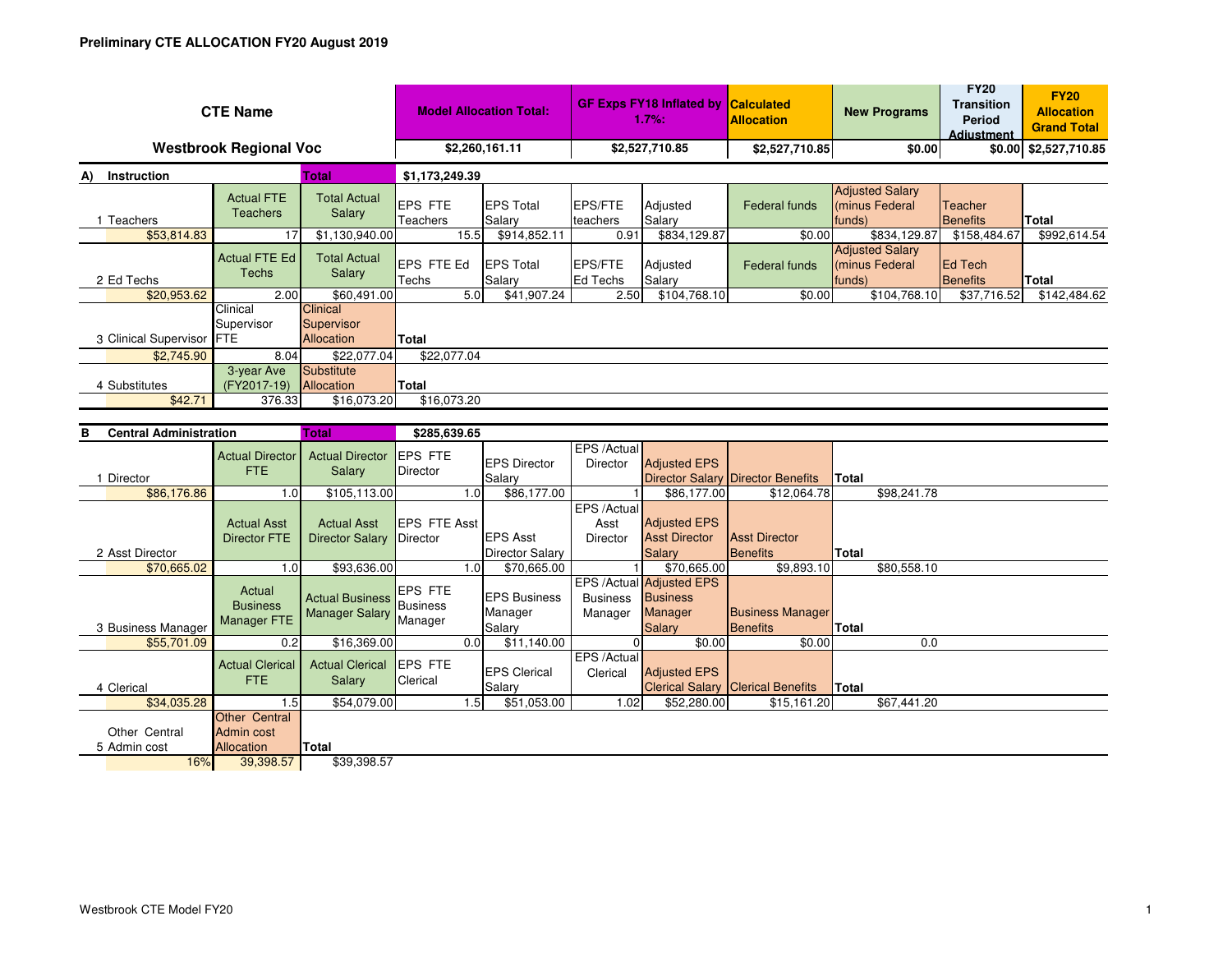**Preliminary CTE ALLOCATION FY20 August 2019**

| CTE Name | Model Allocation Total: | GF Exps FY18 Inflated by 1.7%: | Calculated Allocation | New Programs | FY20 Transition Period Adjustment | FY20 Allocation Grand Total |
|---|---|---|---|---|---|---|
| Westbrook Regional Voc | $2,260,161.11 | $2,527,710.85 | $2,527,710.85 | $0.00 | $0.00 | $2,527,710.85 |

**A) Instruction** — Total: $1,173,249.39

| 1 Teachers | Actual FTE Teachers | Total Actual Salary | EPS FTE Teachers | EPS Total Salary | EPS/FTE teachers | Adjusted Salary | Federal funds | Adjusted Salary (minus Federal funds) | Teacher Benefits | Total |
|---|---|---|---|---|---|---|---|---|---|---|
| $53,814.83 | 17 | $1,130,940.00 | 15.5 | $914,852.11 | 0.91 | $834,129.87 | $0.00 | $834,129.87 | $158,484.67 | $992,614.54 |

| 2 Ed Techs | Actual FTE Ed Techs | Total Actual Salary | EPS FTE Ed Techs | EPS Total Salary | EPS/FTE Ed Techs | Adjusted Salary | Federal funds | Adjusted Salary (minus Federal funds) | Ed Tech Benefits | Total |
|---|---|---|---|---|---|---|---|---|---|---|
| $20,953.62 | 2.00 | $60,491.00 | 5.0 | $41,907.24 | 2.50 | $104,768.10 | $0.00 | $104,768.10 | $37,716.52 | $142,484.62 |

| 3 Clinical Supervisor | Clinical Supervisor FTE | Clinical Supervisor Allocation | Total |
|---|---|---|---|
| $2,745.90 | 8.04 | $22,077.04 | $22,077.04 |

| 4 Substitutes | 3-year Ave (FY2017-19) | Substitute Allocation | Total |
|---|---|---|---|
| $42.71 | 376.33 | $16,073.20 | $16,073.20 |

**B Central Administration** — Total: $285,639.65

| 1 Director | Actual Director FTE | Actual Director Salary | EPS FTE Director | EPS Director Salary | EPS /Actual Director | Adjusted EPS Director Salary | Director Benefits | Total |
|---|---|---|---|---|---|---|---|---|
| $86,176.86 | 1.0 | $105,113.00 | 1.0 | $86,177.00 | 1 | $86,177.00 | $12,064.78 | $98,241.78 |

| 2 Asst Director | Actual Asst Director FTE | Actual Asst Director Salary | EPS FTE Asst Director | EPS Asst Director Salary | EPS /Actual Asst Director | Adjusted EPS Asst Director Salary | Asst Director Benefits | Total |
|---|---|---|---|---|---|---|---|---|
| $70,665.02 | 1.0 | $93,636.00 | 1.0 | $70,665.00 | 1 | $70,665.00 | $9,893.10 | $80,558.10 |

| 3 Business Manager | Actual Business Manager FTE | Actual Business Manager Salary | EPS FTE Business Manager | EPS Business Manager Salary | EPS /Actual Business Manager | Adjusted EPS Business Manager Salary | Business Manager Benefits | Total |
|---|---|---|---|---|---|---|---|---|
| $55,701.09 | 0.2 | $16,369.00 | 0.0 | $11,140.00 | 0 | $0.00 | $0.00 | 0.0 |

| 4 Clerical | Actual Clerical FTE | Actual Clerical Salary | EPS FTE Clerical | EPS Clerical Salary | EPS /Actual Clerical | Adjusted EPS Clerical Salary | Clerical Benefits | Total |
|---|---|---|---|---|---|---|---|---|
| $34,035.28 | 1.5 | $54,079.00 | 1.5 | $51,053.00 | 1.02 | $52,280.00 | $15,161.20 | $67,441.20 |

| 5 Other Central Admin cost | Other Central Admin cost Allocation | Total |
|---|---|---|
| 16% | 39,398.57 | $39,398.57 |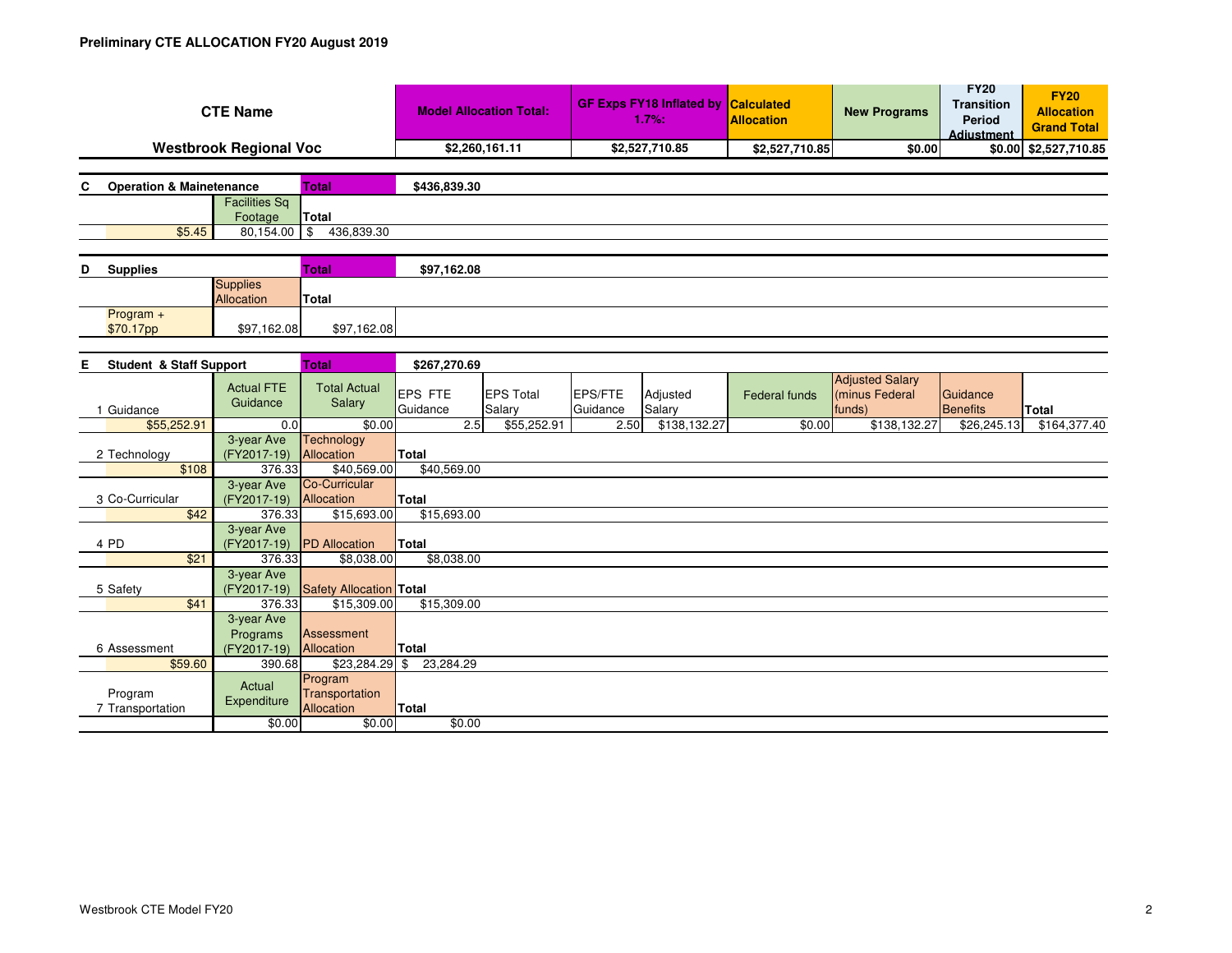**Preliminary CTE ALLOCATION FY20 August 2019**

| CTE Name | Model Allocation Total: | GF Exps FY18 Inflated by 1.7%: | Calculated Allocation | New Programs | FY20 Transition Period Adjustment | FY20 Allocation Grand Total |
|---|---|---|---|---|---|---|
| Westbrook Regional Voc | $2,260,161.11 | $2,527,710.85 | $2,527,710.85 | $0.00 | $0.00 | $2,527,710.85 |

| C | Operation & Mainetenance | | Total | $436,839.30 |
|---|---|---|---|---|
| | | Facilities Sq Footage | Total | |
| | $5.45 | 80,154.00 | $ 436,839.30 | |

| D | Supplies | | Total | $97,162.08 |
|---|---|---|---|---|
| | | Supplies Allocation | Total | |
| | Program + $70.17pp | $97,162.08 | $97,162.08 | |

| E | Student & Staff Support | | Total | $267,270.69 | | | | | | | |
|---|---|---|---|---|---|---|---|---|---|---|---|
| | 1 Guidance | Actual FTE Guidance | Total Actual Salary | EPS FTE Guidance | EPS Total Salary | EPS/FTE Guidance | Adjusted Salary | Federal funds | Adjusted Salary (minus Federal funds) | Guidance Benefits | Total |
| | $55,252.91 | 0.0 | $0.00 | 2.5 | $55,252.91 | 2.50 | $138,132.27 | $0.00 | $138,132.27 | $26,245.13 | $164,377.40 |
| | 2 Technology | 3-year Ave (FY2017-19) | Technology Allocation | Total | | | | | | | |
| | $108 | 376.33 | $40,569.00 | $40,569.00 | | | | | | | |
| | 3 Co-Curricular | 3-year Ave (FY2017-19) | Co-Curricular Allocation | Total | | | | | | | |
| | $42 | 376.33 | $15,693.00 | $15,693.00 | | | | | | | |
| | 4 PD | 3-year Ave (FY2017-19) | PD Allocation | Total | | | | | | | |
| | $21 | 376.33 | $8,038.00 | $8,038.00 | | | | | | | |
| | 5 Safety | 3-year Ave (FY2017-19) | Safety Allocation | Total | | | | | | | |
| | $41 | 376.33 | $15,309.00 | $15,309.00 | | | | | | | |
| | 6 Assessment | 3-year Ave Programs (FY2017-19) | Assessment Allocation | Total | | | | | | | |
| | $59.60 | 390.68 | $23,284.29 | $ 23,284.29 | | | | | | | |
| | 7 Program Transportation | Actual Expenditure | Program Transportation Allocation | Total | | | | | | | |
| | | $0.00 | $0.00 | $0.00 | | | | | | | |

Westbrook CTE Model FY20